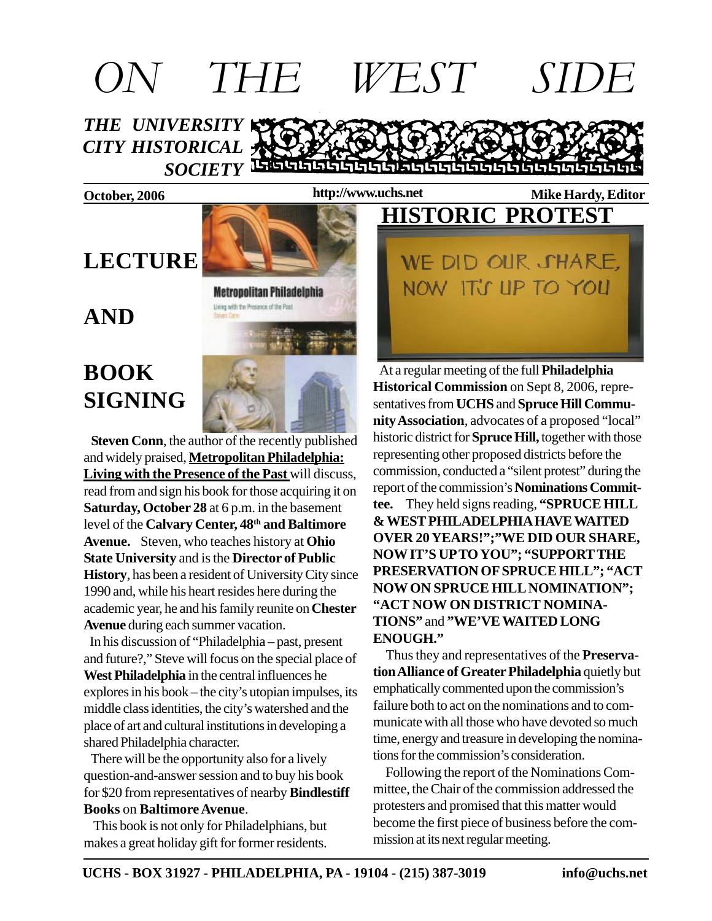# ON THE WEST SIDE

***THE UNIVERSITY CITY HISTORICAL SOCIETY***

**October, 2006** | **http://www.uchs.net** | **Mike Hardy, Editor**

## LECTURE AND BOOK SIGNING

**Steven Conn**, the author of the recently published and widely praised, **Metropolitan Philadelphia: Living with the Presence of the Past** will discuss, read from and sign his book for those acquiring it on **Saturday, October 28** at 6 p.m. in the basement level of the **Calvary Center, 48th and Baltimore Avenue.** Steven, who teaches history at **Ohio State University** and is the **Director of Public History**, has been a resident of University City since 1990 and, while his heart resides here during the academic year, he and his family reunite on **Chester Avenue** during each summer vacation.

In his discussion of "Philadelphia – past, present and future?," Steve will focus on the special place of **West Philadelphia** in the central influences he explores in his book – the city's utopian impulses, its middle class identities, the city's watershed and the place of art and cultural institutions in developing a shared Philadelphia character.

There will be the opportunity also for a lively question-and-answer session and to buy his book for $20 from representatives of nearby **Bindlestiff Books** on **Baltimore Avenue**.

This book is not only for Philadelphians, but makes a great holiday gift for former residents.

## HISTORIC PROTEST

WE DID OUR SHARE, NOW IT'S UP TO YOU

At a regular meeting of the full **Philadelphia Historical Commission** on Sept 8, 2006, representatives from **UCHS** and **Spruce Hill Community Association**, advocates of a proposed "local" historic district for **Spruce Hill,** together with those representing other proposed districts before the commission, conducted a "silent protest" during the report of the commission's **Nominations Committee.** They held signs reading, **"SPRUCE HILL & WEST PHILADELPHIA HAVE WAITED OVER 20 YEARS!";"WE DID OUR SHARE, NOW IT'S UP TO YOU"; "SUPPORT THE PRESERVATION OF SPRUCE HILL"; "ACT NOW ON SPRUCE HILL NOMINATION"; "ACT NOW ON DISTRICT NOMINATIONS"** and **"WE'VE WAITED LONG ENOUGH."**

Thus they and representatives of the **Preservation Alliance of Greater Philadelphia** quietly but emphatically commented upon the commission's failure both to act on the nominations and to communicate with all those who have devoted so much time, energy and treasure in developing the nominations for the commission's consideration.

Following the report of the Nominations Committee, the Chair of the commission addressed the protesters and promised that this matter would become the first piece of business before the commission at its next regular meeting.

**UCHS - BOX 31927 - PHILADELPHIA, PA - 19104 - (215) 387-3019** **info@uchs.net**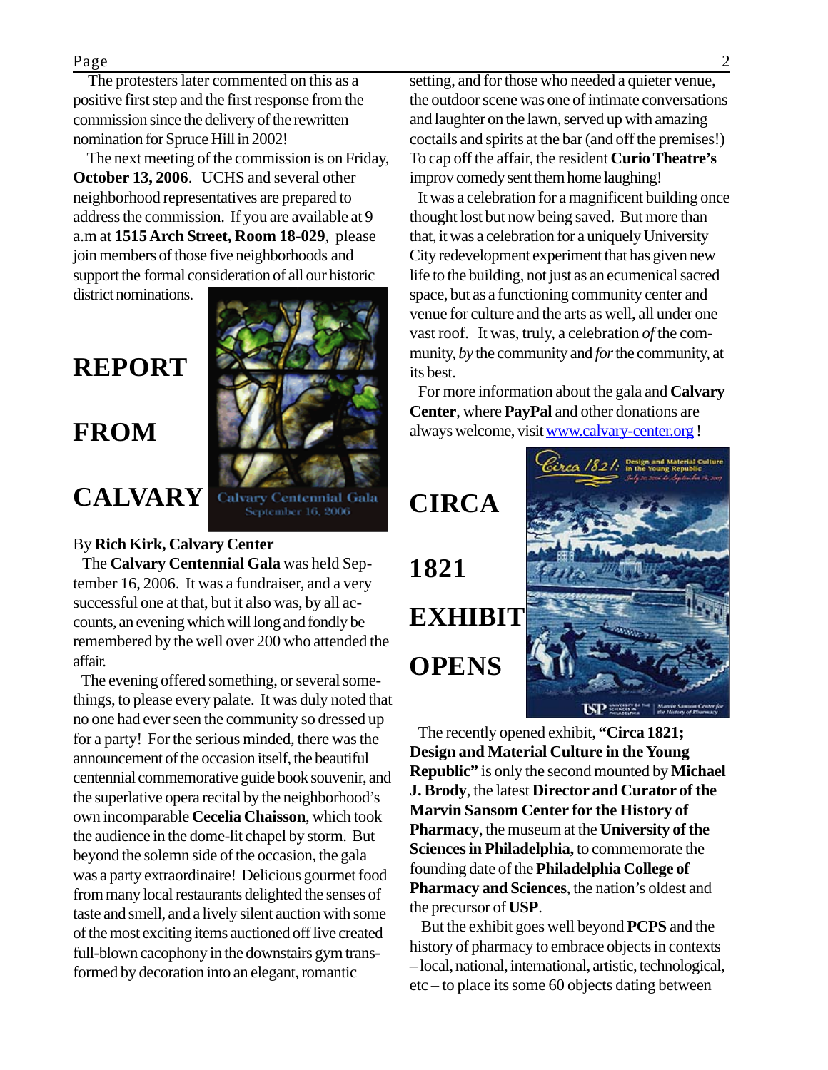The protesters later commented on this as a positive first step and the first response from the commission since the delivery of the rewritten nomination for Spruce Hill in 2002!

The next meeting of the commission is on Friday, **October 13, 2006**. UCHS and several other neighborhood representatives are prepared to address the commission. If you are available at 9 a.m at **1515 Arch Street, Room 18-029**, please join members of those five neighborhoods and support the formal consideration of all our historic district nominations.

# REPORT FROM CALVARY

Calvary Centennial Gala
September 16, 2006

By **Rich Kirk, Calvary Center**

The **Calvary Centennial Gala** was held September 16, 2006. It was a fundraiser, and a very successful one at that, but it also was, by all accounts, an evening which will long and fondly be remembered by the well over 200 who attended the affair.

The evening offered something, or several somethings, to please every palate. It was duly noted that no one had ever seen the community so dressed up for a party! For the serious minded, there was the announcement of the occasion itself, the beautiful centennial commemorative guide book souvenir, and the superlative opera recital by the neighborhood's own incomparable **Cecelia Chaisson**, which took the audience in the dome-lit chapel by storm. But beyond the solemn side of the occasion, the gala was a party extraordinaire! Delicious gourmet food from many local restaurants delighted the senses of taste and smell, and a lively silent auction with some of the most exciting items auctioned off live created full-blown cacophony in the downstairs gym transformed by decoration into an elegant, romantic setting, and for those who needed a quieter venue, the outdoor scene was one of intimate conversations and laughter on the lawn, served up with amazing coctails and spirits at the bar (and off the premises!) To cap off the affair, the resident **Curio Theatre's** improv comedy sent them home laughing!

It was a celebration for a magnificent building once thought lost but now being saved. But more than that, it was a celebration for a uniquely University City redevelopment experiment that has given new life to the building, not just as an ecumenical sacred space, but as a functioning community center and venue for culture and the arts as well, all under one vast roof. It was, truly, a celebration *of* the community, *by* the community and *for* the community, at its best.

For more information about the gala and **Calvary Center**, where **PayPal** and other donations are always welcome, visit www.calvary-center.org !

# CIRCA 1821 EXHIBIT OPENS

Circa 1821: Design and Material Culture in the Young Republic
July 20, 2006 to September 14, 2007

The recently opened exhibit, **"Circa 1821; Design and Material Culture in the Young Republic"** is only the second mounted by **Michael J. Brody**, the latest **Director and Curator of the Marvin Sansom Center for the History of Pharmacy**, the museum at the **University of the Sciences in Philadelphia,** to commemorate the founding date of the **Philadelphia College of Pharmacy and Sciences**, the nation's oldest and the precursor of **USP**.

But the exhibit goes well beyond **PCPS** and the history of pharmacy to embrace objects in contexts – local, national, international, artistic, technological, etc – to place its some 60 objects dating between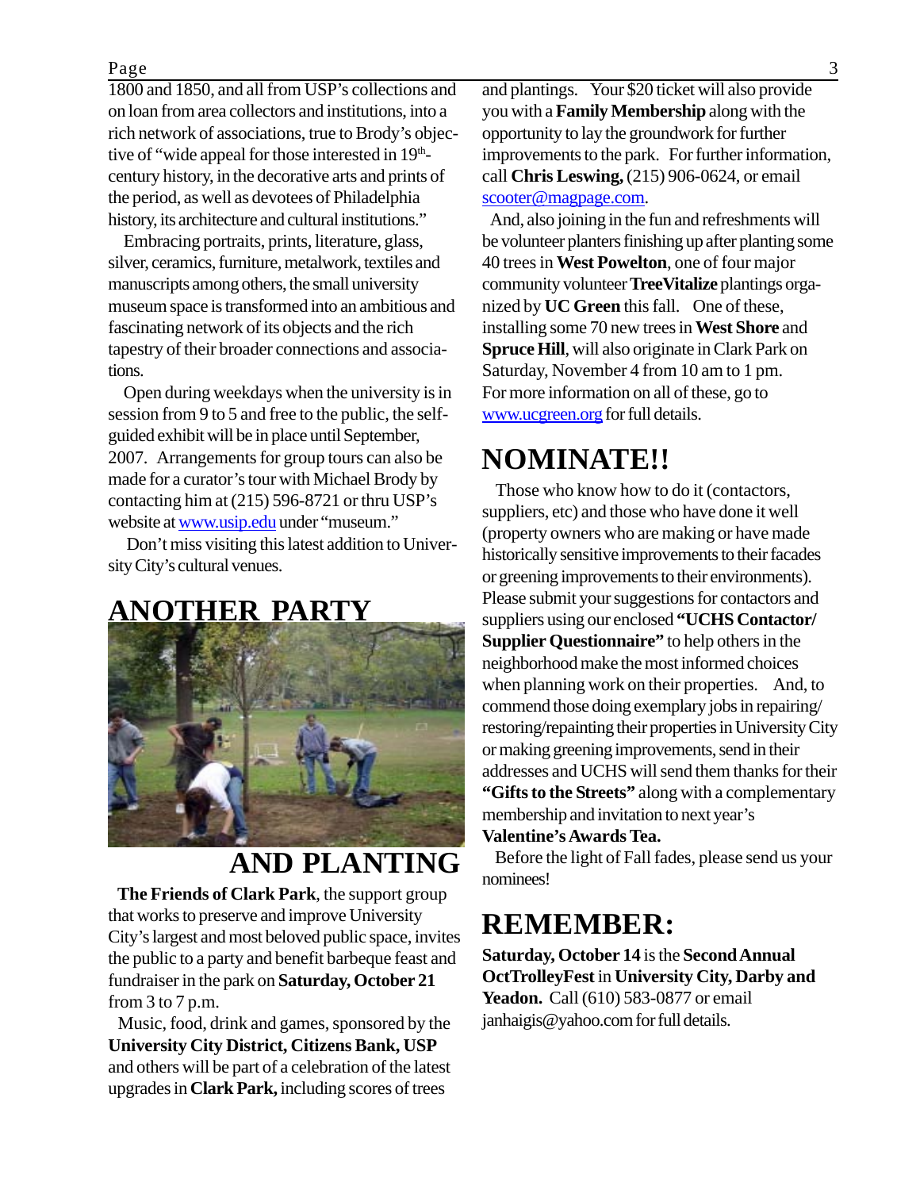1800 and 1850, and all from USP's collections and on loan from area collectors and institutions, into a rich network of associations, true to Brody's objective of "wide appeal for those interested in 19th-century history, in the decorative arts and prints of the period, as well as devotees of Philadelphia history, its architecture and cultural institutions."

Embracing portraits, prints, literature, glass, silver, ceramics, furniture, metalwork, textiles and manuscripts among others, the small university museum space is transformed into an ambitious and fascinating network of its objects and the rich tapestry of their broader connections and associations.

Open during weekdays when the university is in session from 9 to 5 and free to the public, the self-guided exhibit will be in place until September, 2007. Arrangements for group tours can also be made for a curator's tour with Michael Brody by contacting him at (215) 596-8721 or thru USP's website at www.usip.edu under "museum."

Don't miss visiting this latest addition to University City's cultural venues.

## ANOTHER PARTY AND PLANTING

**The Friends of Clark Park**, the support group that works to preserve and improve University City's largest and most beloved public space, invites the public to a party and benefit barbeque feast and fundraiser in the park on **Saturday, October 21** from 3 to 7 p.m.

Music, food, drink and games, sponsored by the **University City District, Citizens Bank, USP** and others will be part of a celebration of the latest upgrades in **Clark Park,** including scores of trees and plantings. Your $20 ticket will also provide you with a **Family Membership** along with the opportunity to lay the groundwork for further improvements to the park. For further information, call **Chris Leswing,** (215) 906-0624, or email scooter@magpage.com.

And, also joining in the fun and refreshments will be volunteer planters finishing up after planting some 40 trees in **West Powelton**, one of four major community volunteer **TreeVitalize** plantings organized by **UC Green** this fall. One of these, installing some 70 new trees in **West Shore** and **Spruce Hill**, will also originate in Clark Park on Saturday, November 4 from 10 am to 1 pm. For more information on all of these, go to www.ucgreen.org for full details.

## NOMINATE!!

Those who know how to do it (contactors, suppliers, etc) and those who have done it well (property owners who are making or have made historically sensitive improvements to their facades or greening improvements to their environments). Please submit your suggestions for contactors and suppliers using our enclosed **"UCHS Contactor/ Supplier Questionnaire"** to help others in the neighborhood make the most informed choices when planning work on their properties. And, to commend those doing exemplary jobs in repairing/ restoring/repainting their properties in University City or making greening improvements, send in their addresses and UCHS will send them thanks for their **"Gifts to the Streets"** along with a complementary membership and invitation to next year's **Valentine's Awards Tea.**

Before the light of Fall fades, please send us your nominees!

## REMEMBER:

**Saturday, October 14** is the **Second Annual OctTrolleyFest** in **University City, Darby and Yeadon.** Call (610) 583-0877 or email janhaigis@yahoo.com for full details.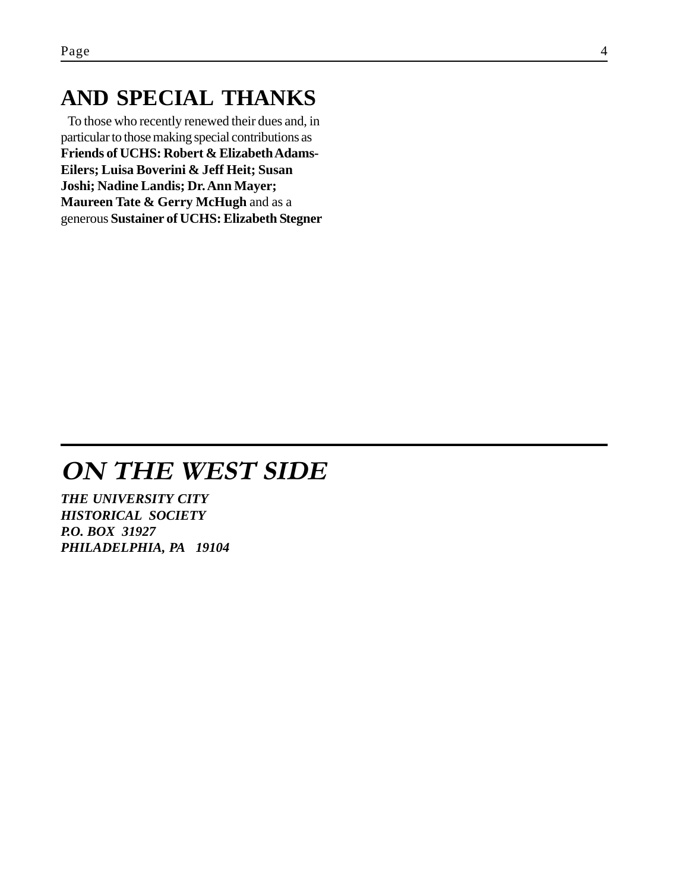## AND SPECIAL THANKS

To those who recently renewed their dues and, in particular to those making special contributions as **Friends of UCHS: Robert & Elizabeth Adams-Eilers; Luisa Boverini & Jeff Heit; Susan Joshi; Nadine Landis; Dr. Ann Mayer; Maureen Tate & Gerry McHugh** and as a generous **Sustainer of UCHS: Elizabeth Stegner**

---

# *ON THE WEST SIDE*

***THE UNIVERSITY CITY***
***HISTORICAL SOCIETY***
***P.O. BOX 31927***
***PHILADELPHIA, PA 19104***